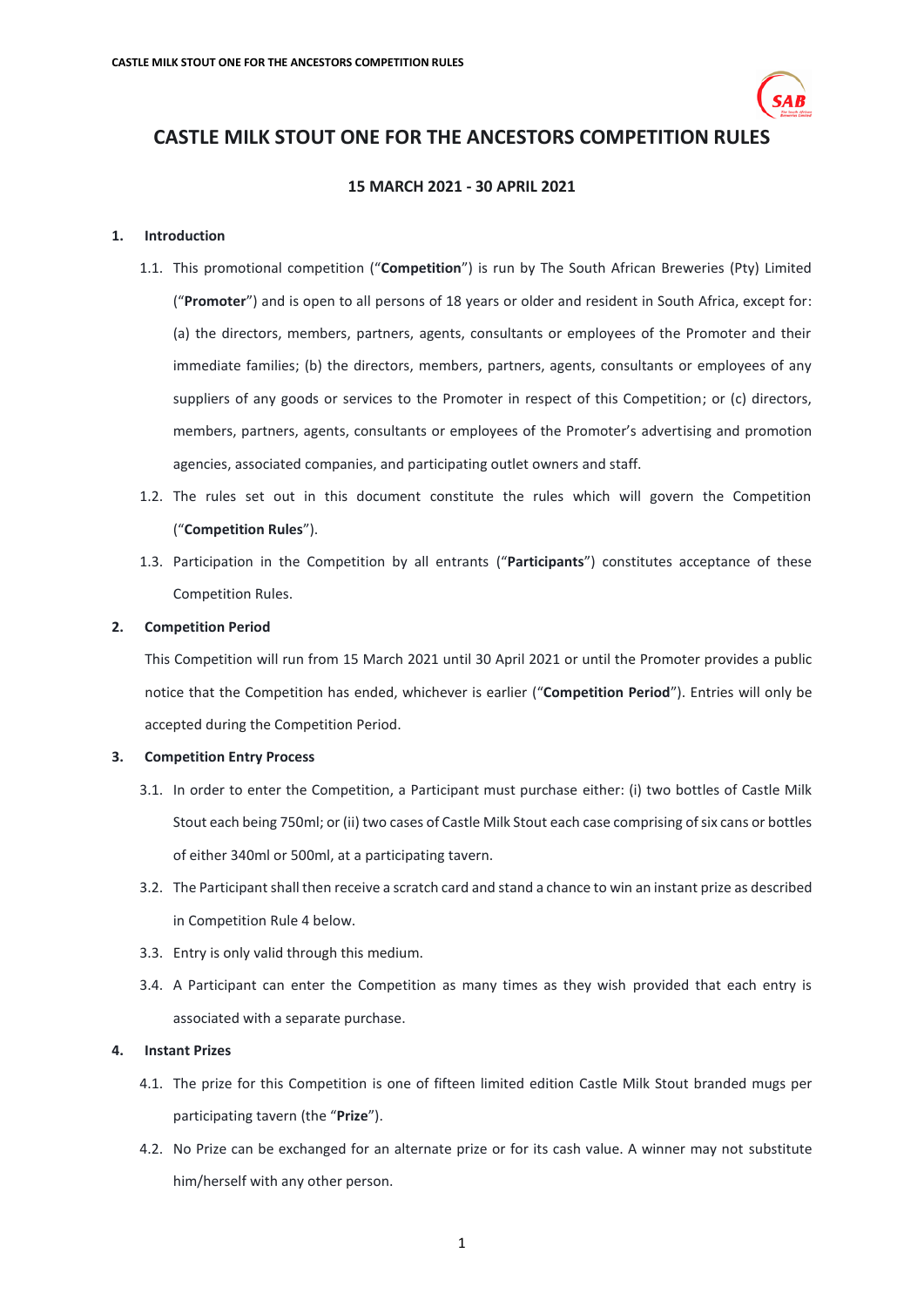# CASTLE MILK STOUT ONE FOR THE ANCESTORS COMPETITION RULES

**15 MARCH 2021 - 30 APRIL 2021**

## 1. Introduction

1.1. This promotional competition ("**Competition**") is run by The South African Breweries (Pty) Limited ("**Promoter**") and is open to all persons of 18 years or older and resident in South Africa, except for: (a) the directors, members, partners, agents, consultants or employees of the Promoter and their immediate families; (b) the directors, members, partners, agents, consultants or employees of any suppliers of any goods or services to the Promoter in respect of this Competition; or (c) directors, members, partners, agents, consultants or employees of the Promoter's advertising and promotion agencies, associated companies, and participating outlet owners and staff.

1.2. The rules set out in this document constitute the rules which will govern the Competition ("**Competition Rules**").

1.3. Participation in the Competition by all entrants ("**Participants**") constitutes acceptance of these Competition Rules.

## 2. Competition Period

This Competition will run from 15 March 2021 until 30 April 2021 or until the Promoter provides a public notice that the Competition has ended, whichever is earlier ("**Competition Period**"). Entries will only be accepted during the Competition Period.

## 3. Competition Entry Process

3.1. In order to enter the Competition, a Participant must purchase either: (i) two bottles of Castle Milk Stout each being 750ml; or (ii) two cases of Castle Milk Stout each case comprising of six cans or bottles of either 340ml or 500ml, at a participating tavern.

3.2. The Participant shall then receive a scratch card and stand a chance to win an instant prize as described in Competition Rule 4 below.

3.3. Entry is only valid through this medium.

3.4. A Participant can enter the Competition as many times as they wish provided that each entry is associated with a separate purchase.

## 4. Instant Prizes

4.1. The prize for this Competition is one of fifteen limited edition Castle Milk Stout branded mugs per participating tavern (the "**Prize**").

4.2. No Prize can be exchanged for an alternate prize or for its cash value. A winner may not substitute him/herself with any other person.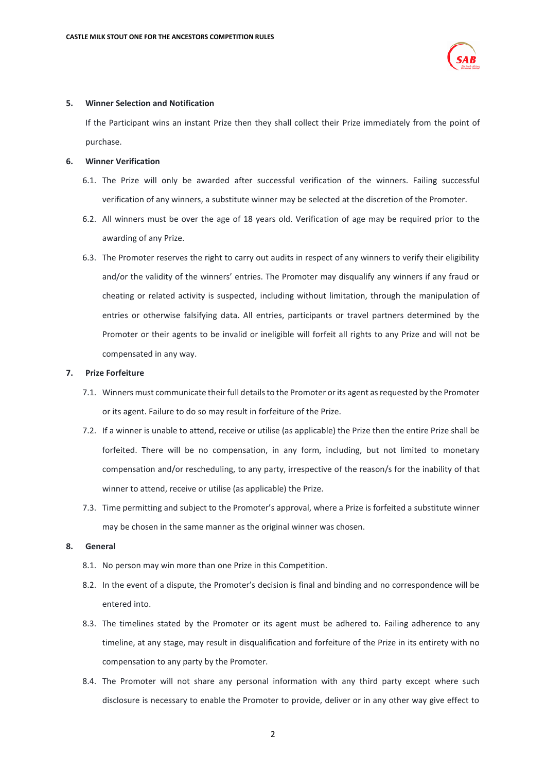## 5. Winner Selection and Notification

If the Participant wins an instant Prize then they shall collect their Prize immediately from the point of purchase.

## 6. Winner Verification

6.1. The Prize will only be awarded after successful verification of the winners. Failing successful verification of any winners, a substitute winner may be selected at the discretion of the Promoter.

6.2. All winners must be over the age of 18 years old. Verification of age may be required prior to the awarding of any Prize.

6.3. The Promoter reserves the right to carry out audits in respect of any winners to verify their eligibility and/or the validity of the winners' entries. The Promoter may disqualify any winners if any fraud or cheating or related activity is suspected, including without limitation, through the manipulation of entries or otherwise falsifying data. All entries, participants or travel partners determined by the Promoter or their agents to be invalid or ineligible will forfeit all rights to any Prize and will not be compensated in any way.

## 7. Prize Forfeiture

7.1. Winners must communicate their full details to the Promoter or its agent as requested by the Promoter or its agent. Failure to do so may result in forfeiture of the Prize.

7.2. If a winner is unable to attend, receive or utilise (as applicable) the Prize then the entire Prize shall be forfeited. There will be no compensation, in any form, including, but not limited to monetary compensation and/or rescheduling, to any party, irrespective of the reason/s for the inability of that winner to attend, receive or utilise (as applicable) the Prize.

7.3. Time permitting and subject to the Promoter's approval, where a Prize is forfeited a substitute winner may be chosen in the same manner as the original winner was chosen.

## 8. General

8.1. No person may win more than one Prize in this Competition.

8.2. In the event of a dispute, the Promoter's decision is final and binding and no correspondence will be entered into.

8.3. The timelines stated by the Promoter or its agent must be adhered to. Failing adherence to any timeline, at any stage, may result in disqualification and forfeiture of the Prize in its entirety with no compensation to any party by the Promoter.

8.4. The Promoter will not share any personal information with any third party except where such disclosure is necessary to enable the Promoter to provide, deliver or in any other way give effect to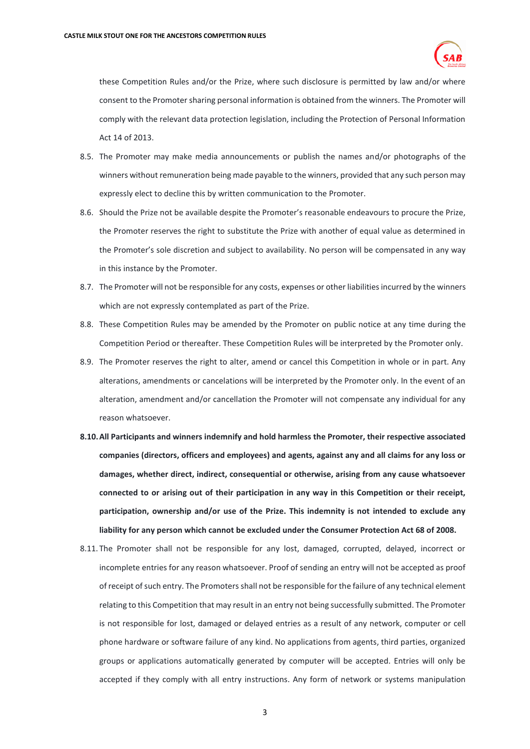these Competition Rules and/or the Prize, where such disclosure is permitted by law and/or where consent to the Promoter sharing personal information is obtained from the winners. The Promoter will comply with the relevant data protection legislation, including the Protection of Personal Information Act 14 of 2013.

8.5. The Promoter may make media announcements or publish the names and/or photographs of the winners without remuneration being made payable to the winners, provided that any such person may expressly elect to decline this by written communication to the Promoter.

8.6. Should the Prize not be available despite the Promoter's reasonable endeavours to procure the Prize, the Promoter reserves the right to substitute the Prize with another of equal value as determined in the Promoter's sole discretion and subject to availability. No person will be compensated in any way in this instance by the Promoter.

8.7. The Promoter will not be responsible for any costs, expenses or other liabilities incurred by the winners which are not expressly contemplated as part of the Prize.

8.8. These Competition Rules may be amended by the Promoter on public notice at any time during the Competition Period or thereafter. These Competition Rules will be interpreted by the Promoter only.

8.9. The Promoter reserves the right to alter, amend or cancel this Competition in whole or in part. Any alterations, amendments or cancelations will be interpreted by the Promoter only. In the event of an alteration, amendment and/or cancellation the Promoter will not compensate any individual for any reason whatsoever.

**8.10. All Participants and winners indemnify and hold harmless the Promoter, their respective associated companies (directors, officers and employees) and agents, against any and all claims for any loss or damages, whether direct, indirect, consequential or otherwise, arising from any cause whatsoever connected to or arising out of their participation in any way in this Competition or their receipt, participation, ownership and/or use of the Prize. This indemnity is not intended to exclude any liability for any person which cannot be excluded under the Consumer Protection Act 68 of 2008.**

8.11. The Promoter shall not be responsible for any lost, damaged, corrupted, delayed, incorrect or incomplete entries for any reason whatsoever. Proof of sending an entry will not be accepted as proof of receipt of such entry. The Promoters shall not be responsible for the failure of any technical element relating to this Competition that may result in an entry not being successfully submitted. The Promoter is not responsible for lost, damaged or delayed entries as a result of any network, computer or cell phone hardware or software failure of any kind. No applications from agents, third parties, organized groups or applications automatically generated by computer will be accepted. Entries will only be accepted if they comply with all entry instructions. Any form of network or systems manipulation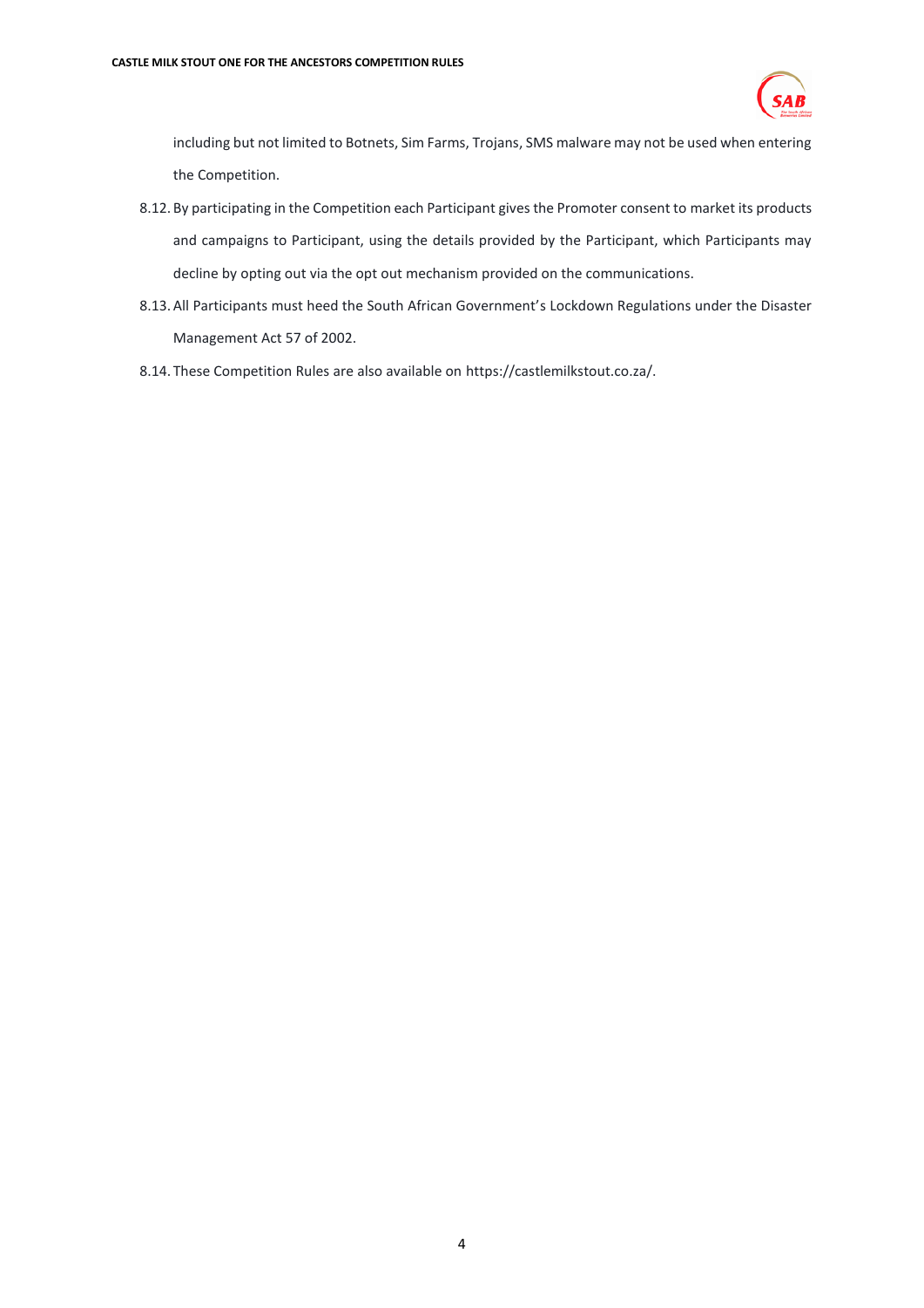including but not limited to Botnets, Sim Farms, Trojans, SMS malware may not be used when entering the Competition.

8.12. By participating in the Competition each Participant gives the Promoter consent to market its products and campaigns to Participant, using the details provided by the Participant, which Participants may decline by opting out via the opt out mechanism provided on the communications.

8.13. All Participants must heed the South African Government's Lockdown Regulations under the Disaster Management Act 57 of 2002.

8.14. These Competition Rules are also available on https://castlemilkstout.co.za/.